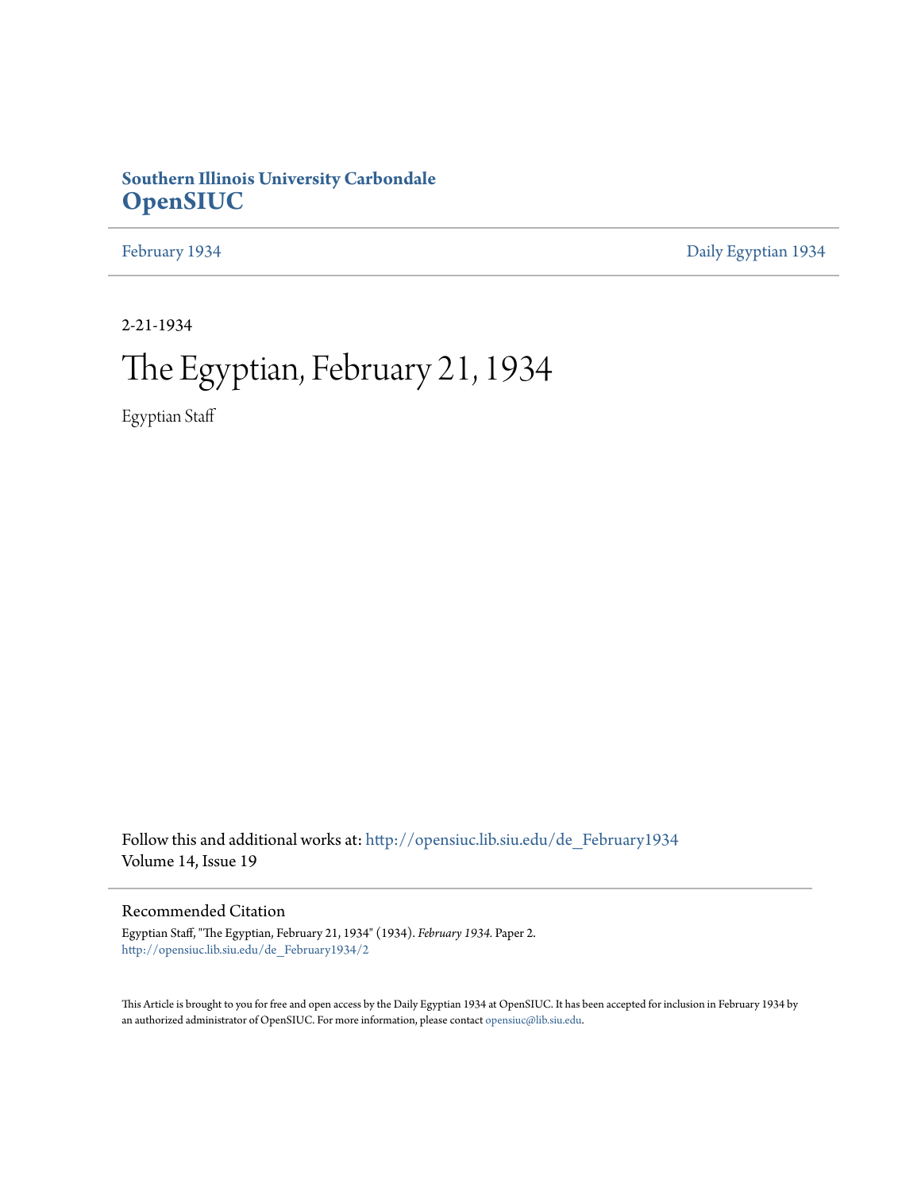**Southern Illinois University Carbondale**
**OpenSIUC**

February 1934 | Daily Egyptian 1934

2-21-1934

# The Egyptian, February 21, 1934

Egyptian Staff

Follow this and additional works at: http://opensiuc.lib.siu.edu/de_February1934
Volume 14, Issue 19

## Recommended Citation

Egyptian Staff, "The Egyptian, February 21, 1934" (1934). *February 1934.* Paper 2.
http://opensiuc.lib.siu.edu/de_February1934/2

This Article is brought to you for free and open access by the Daily Egyptian 1934 at OpenSIUC. It has been accepted for inclusion in February 1934 by an authorized administrator of OpenSIUC. For more information, please contact opensiuc@lib.siu.edu.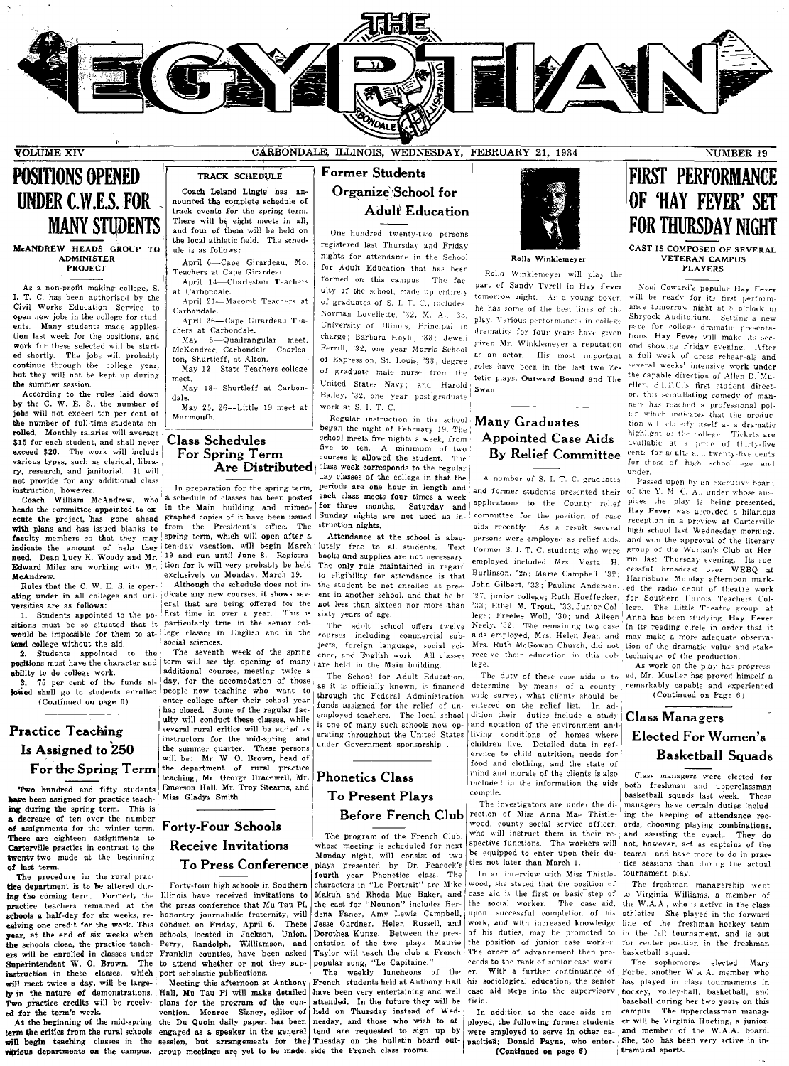# THE EGYPTIAN

VOLUME XIV — CARBONDALE, ILLINOIS, WEDNESDAY, FEBRUARY 21, 1934 — NUMBER 19

## POSITIONS OPENED UNDER C.W.E.S. FOR MANY STUDENTS

### McANDREW HEADS GROUP TO ADMINISTER PROJECT

As a non-profit making college, S. I. T. C. has been authorized by the Civil Works Education Service to open new jobs in the college for students. Many students made application last week for the positions, and work for these selected will be started shortly. The jobs will probably continue through the college year, but they will not be kept up during the summer session.

According to the rules laid down by the C. W. E. S., the number of jobs will not exceed ten per cent of the number of full-time students enrolled. Monthly salaries will average $15 for each student, and shall never exceed $20. The work will include various types, such as clerical, library, research, and janitorial. It will not provide for any additional class instruction, however.

Coach William McAndrew, who heads the committee appointed to execute the project, has gone ahead with plans and has issued blanks to faculty members so that they may indicate the amount of help they need. Dean Lucy K. Woody and Mr. Edward Miles are working with Mr. McAndrew.

Rules that the C. W. E. S. is operating under in all colleges and universities are as follows:

1. Students appointed to the positions must be so situated that it would be impossible for them to attend college without the aid.
2. Students appointed to the positions must have the character and ability to do college work.
3. 75 per cent of the funds allowed shall go to students enrolled

(Continued on page 6)

## Practice Teaching Is Assigned to 250 For the Spring Term

Two hundred and fifty students have been assigned for practice teaching during the spring term. This is a decrease of ten over the number of assignments for the winter term. There are eighteen assignments to Carterville practice in contrast to the twenty-two made at the beginning of last term.

The procedure in the rural practice department is to be altered during the coming term. Formerly the practice teachers remained at the schools a half-day for six weeks, receiving one credit for the work. This year, at the end of six weeks when the schools close, the practice teachers will be enrolled in classes under Superintendent W. O. Brown. The instruction in these classes, which will meet twice a day, will be largely in the nature of demonstrations. Two practice credits will be received for the term's work.

At the beginning of the mid-spring term the critics from the rural schools will begin teaching classes in the various departments on the campus.

## TRACK SCHEDULE

Coach Leland Lingle has announced the complete schedule of track events for the spring term. There will be eight meets in all, and four of them will be held on the local athletic field. The schedule is as follows:

April 6—Cape Girardeau, Mo. Teachers at Cape Girardeau.

April 14—Charleston Teachers at Carbondale.

April 21—Macomb Teachers at Carbondale.

April 26—Cape Girardeau Teachers at Carbondale.

May 5—Quadrangular meet, McKendree, Carbondale, Charleston, Shurtleff, at Alton.

May 12—State Teachers college meet.

May 18—Shurtleff at Carbondale.

May 25, 26—Little 19 meet at Monmouth.

## Class Schedules For Spring Term Are Distributed

In preparation for the spring term, a schedule of classes has been posted in the Main building and mimeographed copies of it have been issued from the President's office. The spring term, which will open after a ten-day vacation, will begin March 19 and run until June 8. Registration for it will very probably be held exclusively on Monday, March 19.

Although the schedule does not indicate any new courses, it shows several that are being offered for the first time in over a year. This is particularly true in the senior college classes in English and in the social sciences.

The seventh week of the spring term will see the opening of many additional courses, meeting twice a day, for the accomodation of those people now teaching who want to enter college after their school year has closed. Some of the regular faculty will conduct these classes, while several rural critics will be added as instructors for the mid-spring and the summer quarter. These persons will be: Mr. W. O. Brown, head of the department of rural practice teaching; Mr. George Bracewell, Mr. Emerson Hall, Mr. Troy Stearns, and Miss Gladys Smith.

## Forty-Four Schools Receive Invitations To Press Conference

Forty-four high schools in Southern Illinois have received invitations to the press conference that Mu Tau Pi, honorary journalistic fraternity, will conduct on Friday, April 6. These schools, located in Jackson, Union, Perry, Randolph, Williamson, and Franklin counties, have been asked to attend whether or not they support scholastic publications.

Meeting this afternoon at Anthony Hall, Mu Tau Pi will make detailed plans for the program of the convention. Monroe Sianey, editor of the Du Quoin daily paper, has been engaged as a speaker in the general session, but arrangements for the group meetings are yet to be made.

## Former Students Organize School for Adult Education

One hundred twenty-two persons registered last Thursday and Friday nights for attendance in the School for Adult Education that has been formed on this campus. The faculty of the school, made up entirely of graduates of S. I. T. C., includes: Norman Lovellette, '32, M. A., '33, University of Illinois, Principal in charge; Barbara Hoyle, '33; Jewell Ferrill, '32, one year Morris School of Expression, St. Louis, '33; degree of graduate male nurse from the United States Navy; and Harold Bailey, '32, one year post-graduate work at S. I. T. C.

Regular instruction in the school began the night of February 19. The school meets five nights a week, from five to ten. A minimum of two courses is allowed the student. The class week corresponds to the regular day classes of the college in that the periods are one hour in length and each class meets four times a week for three months. Saturday and Sunday nights are not used as instruction nights.

Attendance at the school is absolutely free to all students. Text books and supplies are not necessary. The only rule maintained in regard to eligibility for attendance is that the student be not enrolled at present in another school, and that he be not less than sixteen nor more than sixty years of age.

The adult school offers twelve courses including commercial subjects, foreign language, social science, and English work. All classes are held in the Main building.

The School for Adult Education, as it is officially known, is financed through the Federal Administration funds assigned for the relief of unemployed teachers. The local school is one of many such schools now operating throughout the United States under Government sponsorship.

## Phonetics Class To Present Plays Before French Club

The program of the French Club, whose meeting is scheduled for next Monday night, will consist of two plays presented by Dr. Peacock's fourth year Phonetics class. The characters in "Le Portrait" are Mike Makuh and Rhoda Mae Baker, and the cast for "Nounou" includes Berdena Faner, Amy Lewis Campbell, Jesse Gardner, Helen Russell, and Dorothea Kunze. Between the presentation of the two plays Maurie Taylor will teach the club a French popular song, "Le Capitaine."

The weekly luncheons of the French students held at Anthony Hall have been very entertaining and well attended. In the future they will be held on Thursday instead of Wednesday, and those who wish to attend are requested to sign up by Tuesday on the bulletin board outside the French class rooms.

Rolla Winklemeyer

Rolla Winklemeyer will play the part of Sandy Tyrell in **Hay Fever** tomorrow night. As a young boxer, he has some of the best lines of the play. Various performances in college dramatics for four years have given given Mr. Winklemeyer a reputation as an actor. His most important roles have been in the last two Zetetic plays, **Outward Bound** and **The Swan**.

## Many Graduates Appointed Case Aids By Relief Committee

A number of S. I. T. C. graduates and former students presented their applications to the County relief committee for the position of case aids recently. As a result several persons were employed as relief aids. Former S. I. T. C. students who were employed included Mrs. Vesta H. Burlinson, '25; Marie Campbell, '32; John Gilbert, '33; Pauline Anderson, '27, junior college; Ruth Hoeffecker, '33; Ethel M. Trout, '33, Junior College; Freelee Woll, '30; and Aileen Neely, '32. The remaining two case aids employed, Mrs. Helen Jean and Mrs. Ruth McGowan Church, did not receive their education in this college.

The duty of these case aids is to determine by means of a county-wide survey, what clients should be entered on the relief list. In addition their duties include a study and notation of the environment and living conditions of homes where children live. Detailed data in reference to child nutrition, needs for food and clothing, and the state of mind and morale of the clients is also included in the information the aids compile.

The investigators are under the direction of Miss Anna Mae Thistlewood, county social service officer, who will instruct them in their respective functions. The workers will be equipped to enter upon their duties not later than March 1.

In an interview with Miss Thistlewood, she stated that the position of case aid is the first or basic step of the social worker. The case aid, upon successful completion of his work, and with increased knowledge of his duties, may be promoted to the position of junior case worker. The order of advancement then proceeds to the rank of senior case worker. With a further continuance of his sociological education, the senior case aid steps into the supervisory field.

In addition to the case aids employed, the following former students were employed to serve in other capacities; Donald Payne, who enter-

(Continued on page 6)

## FIRST PERFORMANCE OF 'HAY FEVER' SET FOR THURSDAY NIGHT

### CAST IS COMPOSED OF SEVERAL VETERAN CAMPUS PLAYERS

Noel Coward's popular **Hay Fever** will be ready for its first performance tomorrow night at 8 o'clock in Shryock Auditorium. Setting a new pace for college dramatic presentations, **Hay Fever** will make its second showing Friday evening. After a full week of dress rehearsals and several weeks' intensive work under the capable direction of Allen D. Mueller, S.I.T.C.'s first student director, this scintillating comedy of manners has reached a professional polish which indicates that the production will classify itself as a dramatic highlight of the college. Tickets are available at a price of thirty-five cents for adults and twenty-five cents for those of high school age and under.

Passed upon by an executive board of the Y. M. C. A., under whose auspices the play is being presented, **Hay Fever** was accorded a hilarious reception in a preview at Carterville high school last Wednesday morning, and won the approval of the literary group of the Woman's Club at Herrin last Thursday evening. Its successful broadcast over WEBQ at Harrisburg Monday afternoon marked the radio debut of theatre work for Southern Illinois Teachers College. The Little Theatre group at Anna has been studying **Hay Fever** in its reading circle in order that it may make a more adequate observation of the dramatic value and stage technique of the production.

As work on the play has progressed, Mr. Mueller has proved himself a remarkably capable and experienced

(Continued on Page 6)

## Class Managers Elected For Women's Basketball Squads

Class managers were elected for both freshman and upperclassman basketball squads last week. These managers have certain duties including the keeping of attendance records, choosing playing combinations, and assisting the coach. They do not, however, act as captains of the teams—and have more to do in practice sessions than during the actual tournament play.

The freshman managership went to Virginia Williams, a member of the W.A.A., who is active in the class athletics. She played in the forward line of the freshman hockey team in the fall tournament, and is out for center position in the freshman basketball squad.

The sophomores elected Mary Forbe, another W.A.A. member who has played in class tournaments in hockey, volley-ball, basketball, and baseball during her two years on this campus. The upperclassman manager will be Virginia Hueting, a junior, and member of the W.A.A. board. She, too, has been very active in intramural sports.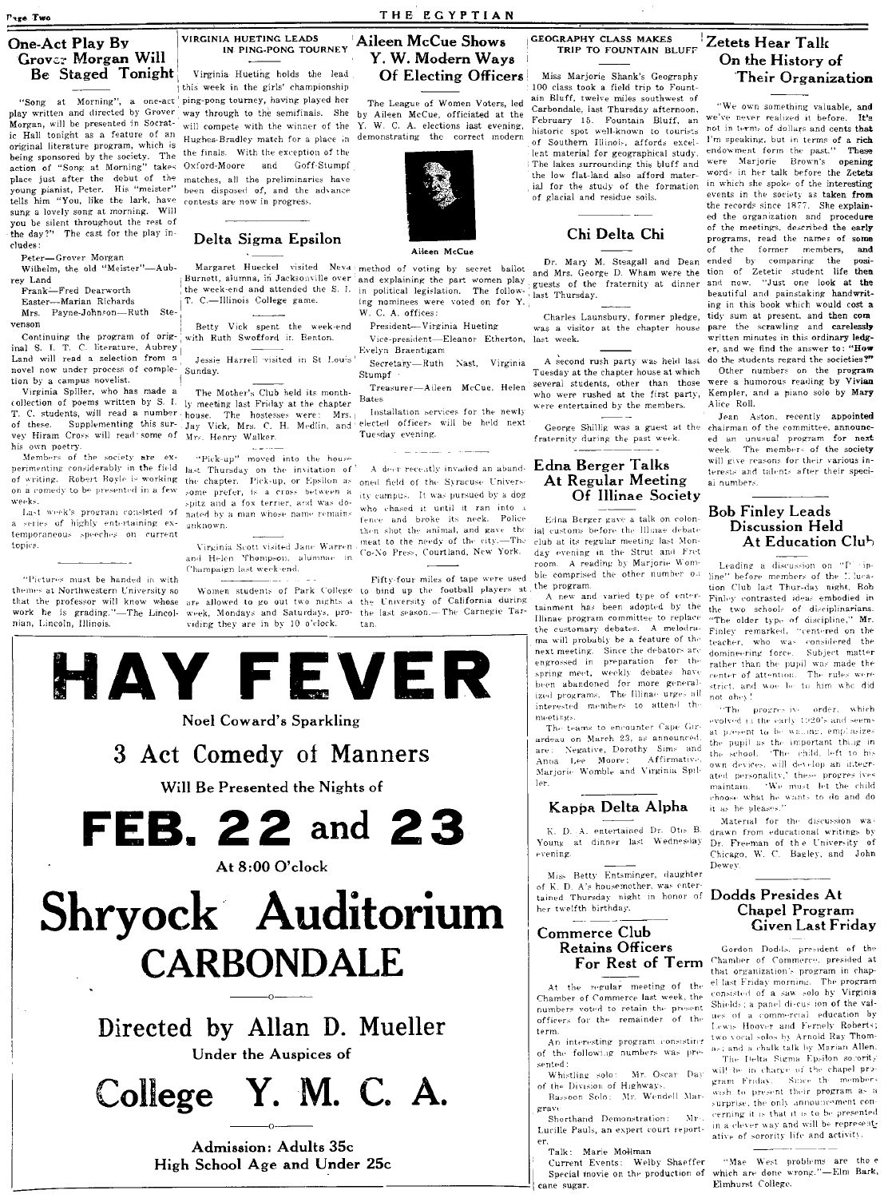## One-Act Play By Grover Morgan Will Be Staged Tonight

"Song at Morning", a one-act play written and directed by Grover Morgan, will be presented in Socratic Hall tonight as a feature of an original literature program, which is being sponsored by the society. The action of "Song at Morning" takes place just after the debut of the young pianist, Peter. His "meister" tells him "You, like the lark, have sung a lovely song at morning. Will you be silent throughout the rest of the day?" The cast for the play includes:

Peter—Grover Morgan
Wilhelm, the old "Meister"—Aubrey Land
Frank—Fred Dearworth
Easter—Marian Richards
Mrs. Payne-Johnson—Ruth Stevenson

Continuing the program of original S. I. T. C. literature, Aubrey Land will read a selection from a novel now under process of completion by a campus novelist.

Virginia Spiller, who has made a collection of poems written by S. I. T. C. students, will read a number of these. Supplementing this survey Hiram Cross will read some of his own poetry.

Members of the society are experimenting considerably in the field of writing. Robert Boyle is working on a comedy to be presented in a few weeks.

Last week's program consisted of a series of highly entertaining extemporaneous speeches on current topics.

"Pictures must be handed in with themes at Northwestern University so that the professor will know whose work he is grading."—The Lincolnian, Lincoln, Illinois.

## VIRGINIA HUETING LEADS IN PING-PONG TOURNEY

Virginia Hueting holds the lead this week in the girls' championship ping-pong tourney, having played her way through to the semifinals. She will compete with the winner of the Hughes-Bradley match for a place in the finals. With the exception of the Oxford-Moore and Goff-Stumpf matches, all the preliminaries have been disposed of, and the advance contests are now in progress.

## Delta Sigma Epsilon

Margaret Hueckel visited Neva Burnett, alumna, in Jacksonville over the week-end and attended the S. I. T. C.—Illinois College game.

Betty Vick spent the week-end with Ruth Swofford in Benton.

Jessie Harrell visited in St Louis Sunday.

The Mother's Club held its monthly meeting last Friday at the chapter house. The hostesses were: Mrs. Jay Vick, Mrs. C. H. Medlin, and Mrs. Henry Walker.

"Pick-up" moved into the house last Thursday on the invitation of the chapter. Pick-up, or Epsilon as some prefer, is a cross between a spitz and a fox terrier, and was donated by a man whose name remains unknown.

Virginia Scott visited Jane Warren and Helen Thompson, alumnae in Champaign last week-end.

Women students of Park College are allowed to go out two nights a week, Mondays and Saturdays, providing they are in by 10 o'clock.

## Aileen McCue Shows Y. W. Modern Ways Of Electing Officers

The League of Women Voters, led by Aileen McCue, officiated at the Y. W. C. A. elections last evening, demonstrating the correct modern method of voting by secret ballot and explaining the part women play in political legislation. The following nominees were voted on for Y. W. C. A. offices:

Aileen McCue

President—Virginia Hueting
Vice-president—Eleanor Etherton, Evelyn Braentigam
Secretary—Ruth Nast, Virginia Stumpf
Treasurer—Aileen McCue, Helen Bates

Installation services for the newly elected officers will be held next Tuesday evening.

A deer recently invaded an abandoned field of the Syracuse University campus. It was pursued by a dog who chased it until it ran into a fence and broke its neck. Police then shot the animal, and gave the meat to the needy of the city.—The Co-No Press, Courtland, New York.

Fifty-four miles of tape were used to bind up the football players at the University of California during the last season.—The Carnegie Tartan.

## GEOGRAPHY CLASS MAKES TRIP TO FOUNTAIN BLUFF

Miss Marjorie Shank's Geography 100 class took a field trip to Fountain Bluff, twelve miles southwest of Carbondale, last Thursday afternoon, February 15. Fountain Bluff, an historic spot well-known to tourists of Southern Illinois, affords excellent material for geographical study. The lakes surrounding this bluff and the low flat-land also afford material for the study of the formation of glacial and residue soils.

## Chi Delta Chi

Dr. Mary M. Steagall and Dean and Mrs. George D. Wham were the guests of the fraternity at dinner last Thursday.

Charles Launsbury, former pledge, was a visitor at the chapter house last week.

A second rush party was held last Tuesday at the chapter house at which several students, other than those who were rushed at the first party, were entertained by the members.

George Shillig was a guest at the fraternity during the past week.

## Edna Berger Talks At Regular Meeting Of Illinae Society

Edna Berger gave a talk on colonial customs before the Illinae debate club at its regular meeting last Monday evening in the Strut and Fret room. A reading by Marjorie Womble comprised the other number on the program.

A new and varied type of entertainment has been adopted by the Illinae program committee to replace the customary debates. A melodrama will probably be a feature of the next meeting. Since the debators are engrossed in preparation for the spring meet, weekly debates have been abandoned for more generalized programs. The Illinae urges all interested members to attend the meetings.

The teams to encounter Cape Girardeau on March 23, as announced, are: Negative, Dorothy Sims and Anna Lee Moore; Affirmative, Marjorie Womble and Virginia Spiller.

## Kappa Delta Alpha

K. D. A. entertained Dr. Otis B. Young at dinner last Wednesday evening.

Miss Betty Entsminger, daughter of K. D. A's housemother, was entertained Thursday night in honor of her twelfth birthday.

## Commerce Club Retains Officers For Rest of Term

At the regular meeting of the Chamber of Commerce last week, the members voted to retain the present officers for the remainder of the term.

An interesting program consisting of the following numbers was presented:

Whistling solo: Mr. Oscar Day of the Division of Highways.
Bassoon Solo: Mr. Wendell Margrave.
Shorthand Demonstration: Mrs. Lucille Pauls, an expert court reporter.
Talk: Marie Mollman
Current Events: Welby Shaeffer
Special movie on the production of cane sugar.

## Zetets Hear Talk On the History of Their Organization

"We own something valuable, and we've never realized it before. It's not in terms of dollars and cents that I'm speaking, but in terms of a rich endowment form the past." These were Marjorie Brown's opening words in her talk before the Zetets in which she spoke of the interesting events in the society as taken from the records since 1877. She explained the organization and procedure of the meetings, described the early programs, read the names of some of the former members, and ended by comparing the position of Zetetic student life then and now. "Just one look at the beautiful and painstaking handwriting in this book which would cost a tidy sum at present, and then compare the scrawling and carelessly written minutes in this ordinary ledger, and we find the answer to: "How do the students regard the societies?"

Other numbers on the program were a humorous reading by Vivian Kempler, and a piano solo by Mary Alice Roll.

Jean Aston, recently appointed chairman of the committee, announced an unusual program for next week. The members of the society will give reasons for their various interests and talents after their special numbers.

## Bob Finley Leads Discussion Held At Education Club

Leading a discussion on "Discipline" before members of the Education Club last Thursday night, Bob Finley contrasted ideas embodied in the two schools of disciplinarians. "The older type of discipline," Mr. Finley remarked, "centered on the teacher, who was considered the domineering force. Subject matter rather than the pupil was made the center of attention. The rules were strict, and woe be to him who did not obey!

"The progressive order, which evolved in the early 1920's and seems at present to be waning, emphasizes the pupil as the important thing in the school. 'The child, left to his own devices, will develop an integrated personality,' these progressives maintain. 'We must let the child choose what he wants to do and do it as he pleases.'"

Material for the discussion was drawn from educational writings by Dr. Freeman of the University of Chicago, W. C. Bagley, and John Dewey.

## Dodds Presides At Chapel Program Given Last Friday

Gordon Dodds, president of the Chamber of Commerce, presided at that organization's program in chapel last Friday morning. The program consisted of a saw solo by Virginia Shields; a panel discussion of the values of a commercial education by Lewis Hoover and Fernely Roberts; two vocal solos by Arnold Ray Thomas; and a chalk talk by Marian Allen.

The Delta Sigma Epsilon sorority will be in charge of the chapel program Friday. Since the members wish to present their program as a surprise, the only announcement concerning it is that it is to be presented in a clever way and will be representative of sorority life and activity.

"Mae West problems are those which are done wrong."—Elm Bark, Elmhurst College.

---

# HAY FEVER

**Noel Coward's Sparkling**

## 3 Act Comedy of Manners

**Will Be Presented the Nights of**

# FEB. 22 and 23

**At 8:00 O'clock**

# Shryock Auditorium
# CARBONDALE

## Directed by Allan D. Mueller

**Under the Auspices of**

# College Y. M. C. A.

**Admission: Adults 35c**
**High School Age and Under 25c**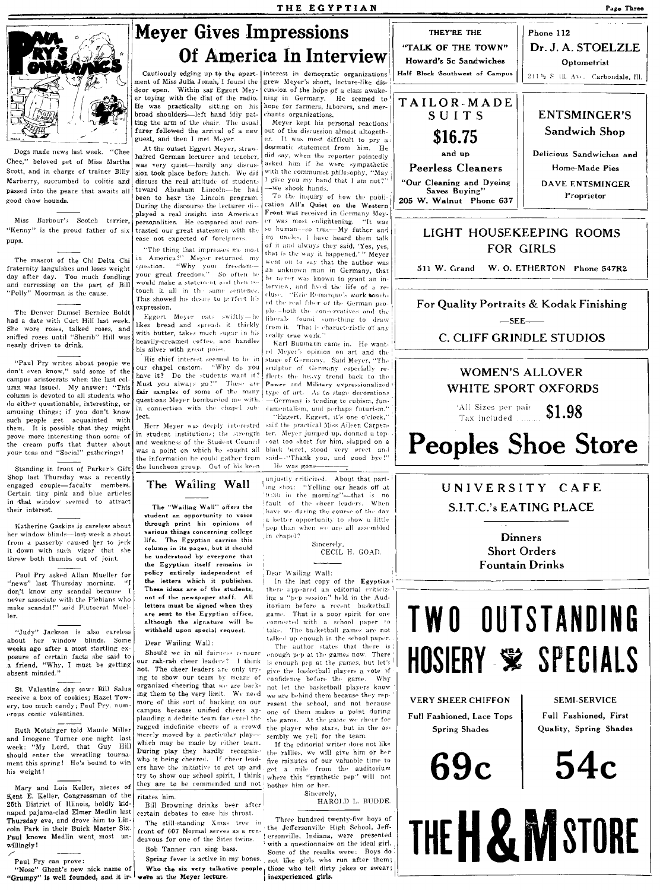## Paul Pry's Ponderings

Dogs made news last week. "Chee Chee," beloved pet of Miss Martha Scott, and in charge of trainer Billy Marberry, succumbed to colitis and passed into the peace that awaits all good chow hounds.

Miss Barbour's Scotch terrier, "Kenny" is the proud father of six pups.

The mascot of the Chi Delta Chi fraternity languishes and loses weight day after day. Too much fondling and carressing on the part of Bill "Polly" Moorman is the cause.

The Denver Damsel Bernice Boldt had a date with Curt Hill last week. She wore roses, talked roses, and sniffed roses until "Sherib" Hill was nearly driven to drink.

"Paul Pry writes about people we don't even know," said some of the campus aristocrats when the last column was issued. My answer: "This column is devoted to all students who do either questionable, interesting, or amusing things; if you don't know such people get acquainted with them. It is possible that they might prove more interesting than some of the cream puffs that flutter about your teas and "Social" gatherings!

Standing in front of Parker's Gift Shop last Thursday was a recently engaged couple—faculty members. Certain tiny pink and blue articles in that window seemed to attract their interest.

Katherine Gaskins is careless about her window blinds—last week a shout from a passerby caused her to jerk it down with such vigor that she threw both thumbs out of joint.

Paul Pry asked Allan Mueller for "news" last Thursday morning. "I don't know any scandal because I never associate with the Plebians who make scandal!" said Plutocrat Mueller.

"Judy" Jackson is also careless about her window blinds. Some weeks ago after a most startling exposure of certain facts she said to a friend, "Why, I must be getting absent minded."

St. Valentine day saw: Bill Salus receive a box of cookies; Hazel Towery, too much candy; Paul Pry, numerous comic valentines.

Ruth Motsinger told Maude Miller and Imogene Turner one night last week: "My Lord, that Guy Hill should enter the wrestling tournament this spring! He's bound to win his weight!

Mary and Lois Keller, nieces of Kent E. Keller, Congressman of the 25th District of Illinois, boldly kidnaped pajama-clad Elmer Medlin last Thursday eve, and drove him to Lincoln Park in their Buick Master Six. Paul knows Medlin went most unwillingly!

Paul Pry can prove:

"Nose" Ghent's new nick name of "Grumpy" is well founded, and it irritates him.

Bill Browning drinks beer after certain debates to ease his throat.

The still-standing Xmas tree in front of 607 Normal serves as a rendezvous for one of the Sites twins.

Bob Tanner can sing bass.

Spring fever is active in my bones.

**Who the six very talkative people were at the Meyer lecture.**

# Meyer Gives Impressions Of America In Interview

Cautiously edging up to the apartment of Miss Julia Jonah, I found the door open. Within sat Eggert Meyer toying with the dial of the radio. He was practically sitting on his broad shoulders—left hand idly patting the arm of the chair. The usual furor followed the arrival of a new guest, and then I met Meyer.

At the outset Eggert Meyer, straw-haired German lecturer and teacher, was very quiet—hardly any discussion took place before lunch. We did discuss the real attitude of students toward Abraham Lincoln—he had been to hear the Lincoln program. During the discourse the lecturer displayed a real insight into American personalities. He compared and contrasted our great statesmen with the ease not expected of foreigners.

"The thing that impresses me most in America?" Meyer returned my question. "Why your freedom—your great freedom." So often he would make a statement and then retouch it all in the same sentence. This showed his desire to perfect his expression.

Eggert Meyer eats swiftly—he likes bread and spreads it thickly with butter, takes much sugar in his heavily-creamed coffee, and handles his silver with great poise.

His chief interest seemed to be in our chapel custom. "Why do you have it? Do the students want it? Must you always go?" These are fair samples of some of the many questions Meyer bombarded me with, in connection with the chapel subject.

Herr Meyer was deeply interested in student institutions; the strength and weakness of the Student Council was a point on which he sought all the information he could gather from the luncheon group. Out of his keen interest in democratic organizations grew Meyer's short, lecture-like discussion of the hope of a class awakening in Germany. He seemed to hope for farmers, laborers, and merchants organizations.

Meyer kept his personal reactions out of the discussion almost altogether. It was most difficult to pry a dogmatic statement from him. He did say, when the reporter pointedly asked him if he were sympathetic with the communist philosophy, "May I give you my hand that I am not?"—we shook hands.

To the inquiry of how the publication **All's Quiet on the Western Front** was received in Germany Meyer was most enlightening. "It was so human—so true—My father and my uncles, I have heard them talk of it and always they said, 'Yes, yes, that is the way it happened.'" Meyer went on to say that the author was an unknown man in Germany, that he never was known to grant an interview, and lived the life of a recluse. "Eric Remarque's work touched the real fiber of the German people—both the conservatives and the liberals found something to draw from it. That is characteristic of any really true work."

Karl Baumann came in. He wanted Meyer's opinion on art and the stage of Germany. Said Meyer, "The sculptor of Germany especially reflects the heavy trend back to the **Power** and **Military** expressionalized type of art. As to stage decorations—Germany is tending to cubism, fundamentalism, and perhaps futurism."

"Eggert, Eggert, it's one o'clock," said the practical Miss Aileen Carpenter. Meyer jumped up, donned a top-coat too short for him, slapped on a black beret, stood very erect and said—"Thank you, and good bye!"

He was gone——.

## The Wailing Wall

**The "Wailing Wall" offers the student an opportunity to voice through print his opinions of various things concerning college life. The Egyptian carries this column in its pages, but it should be understood by everyone that the Egyptian itself remains in policy entirely independent of the letters which it publishes. These ideas are of the students, not of the newspaper staff. All letters must be signed when they are sent to the Egyptian office, although the signature will be withheld upon special request.**

Dear Wailing Wall:

Should we in all fairness censure our rah-rah cheer leaders? I think not. The cheer leaders are only trying to show our team by means of organized cheering that we are backing them to the very limit. We need more of this sort of backing on our campus because unified cheers applauding a definite team far excel the ragged indefinite cheers of a crowd merely moved by a particular play—which may be made by either team. During play they hardly recognize who is being cheered. If cheer leaders have the initiative to get up and try to show our school spirit, I think they are to be commended and not unjustly criticized. About that parting shot: "Yelling our heads off at 9:30 in the morning"—that is no fault of the cheer leaders. When have we during the course of the day a better opportunity to show a little pep than when we are all assembled in chapel?

Sincerely,
CECIL H. GOAD.

Dear Wailing Wall:

In the last copy of the **Egyptian** there appeared an editorial criticizing a "pep session" held in the Auditorium before a recent basketball game. That is a poor spirit for one connected with a school paper to take. The basketball games are not talked up enough in the school paper.

The author states that there is enough pep at the games now. There is enough pep at the games, but let's give the basketball players a vote of confidence before the game. Why not let the basketball players know we are behind them because they represent the school, and not because one of them makes a point during the game. At the game we cheer for the player who stars, but in the assembly we yell for the team.

If the editorial writer does not like the rallies, we will give him or her five minutes of our valuable time to get a mile from the auditorium where this "synthetic pep" will not bother him or her.

Sincerely,
HAROLD L. BUDDE.

Three hundred twenty-five boys of the Jeffersonville High School, Jeffersonville, Indiana, were presented with a questionnaire on the ideal girl. Some of the results were: Boys do not like girls who run after them; those who tell dirty jokes or swear; inexperienced girls.

---

THEY'RE THE
"TALK OF THE TOWN"
**Howard's 5c Sandwiches**
Half Block Southwest of Campus

---

Phone 112
**Dr. J. A. STOELZLE**
Optometrist
211½ S. Ill. Ave. Carbondale, Ill.

---

**TAILOR-MADE SUITS**
**$16.75**
and up
**Peerless Cleaners**
"Our Cleaning and Dyeing Saves Buying"
205 W. Walnut Phone 637

---

**ENTSMINGER'S**
**Sandwich Shop**
Delicious Sandwiches and Home-Made Pies
DAVE ENTSMINGER
Proprietor

---

**LIGHT HOUSEKEEPING ROOMS FOR GIRLS**
511 W. Grand W. O. ETHERTON Phone 547R2

---

**For Quality Portraits & Kodak Finishing**
—SEE—
**C. CLIFF GRINDLE STUDIOS**

---

**WOMEN'S ALLOVER WHITE SPORT OXFORDS**
All Sizes per pair Tax included ........ **$1.98**
**Peoples Shoe Store**

---

**UNIVERSITY CAFE**
**S.I.T.C.'s EATING PLACE**
Dinners
Short Orders
Fountain Drinks

---

**TWO OUTSTANDING HOSIERY SPECIALS**

VERY SHEER CHIFFON
Full Fashioned, Lace Tops
Spring Shades
**69c**

SEMI-SERVICE
Full Fashioned, First Quality, Spring Shades
**54c**

**THE H & M STORE**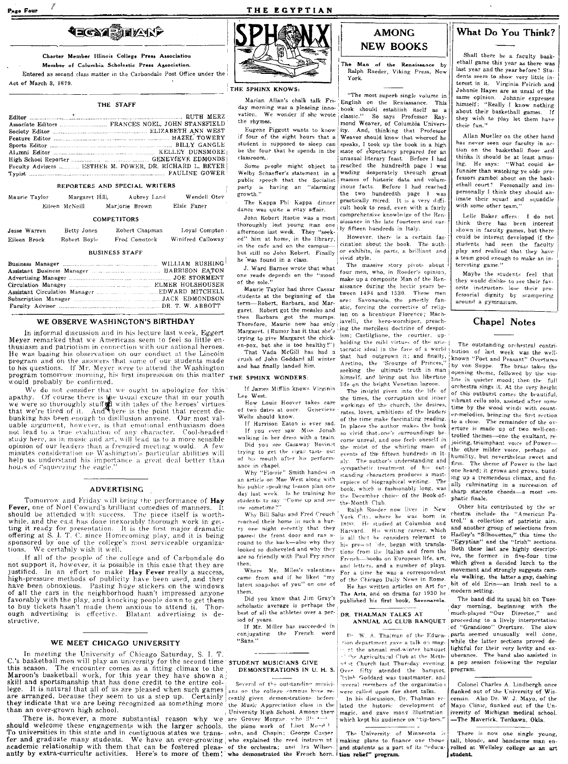# EGYPTIAN

Charter Member Illinois College Press Association

Member of Columbia Scholastic Press Association.

Entered as second class matter in the Carbondale Post Office under the Act of March 3, 1879.

## THE STAFF

Editor .... RUTH MERZ
Associate Editors .... FRANCES NOEL, JOHN STANSFIELD
Society Editor .... ELIZABETH ANN WEST
Feature Editor .... HAZEL TOWERY
Sports Editor .... BILLY GANGLE
Alumni Editor .... KELLEY DUNSMORE
High School Reporter .... GENEVIEVE EDMONDS
Faculty Advisers .... ESTHER M. POWER, DR. RICHARD L. BEYER
Typist .... PAULINE GOWER

### REPORTERS AND SPECIAL WRITERS

Maurie Taylor, Margaret Hill, Aubrey Land, Wendell Otey, Eileen McNeill, Marjorie Brown, Elsie Faner

### COMPETITORS

Jesse Warren, Betty Jones, Robert Chapman, Loyal Compton, Eileen Brock, Robert Boyle, Fred Comstock, Winifred Calloway

### BUSINESS STAFF

Business Manager .... WILLIAM RUSHING
Assistant Business Manager .... HARRISON EATON
Advertising Manager .... JOE STORMENT
Circulation Manager .... ELMER HOLSHOUSER
Assistant Circulation Manager .... EDWARD MITCHELL
Subscription Manager .... JACK EDMONDSON
Faculty Advisor .... DR. T. W. ABBOTT

## WE OBSERVE WASHINGTON'S BIRTHDAY

In informal discussion and in his lecture last week, Eggert Meyer remarked that we Americans seem to feel so little enthusiasm and patriotism in connection with our national heroes. He was basing his observation on our conduct at the Lincoln program and on the answers that some of our students made to his questions. If Mr. Meyer were to attend the Washington program tomorrow morning, his first impression on this matter would probably be confirmed.

We do not consider that we ought to apologize for this apathy. Of course there is the usual excuse that in our youth we were so thoroughly stuffed with tales of the heroes' virtues that we're tired of it. And there is the point that recent debunking has been enough to disillusion anyone. Our most valuable argument, however, is that emotional enthusiasm does not lead to a true evaluation of any character. Cool-headed study here, as in music and art, will lead us to a more sensible opinion of our leaders than a frenzied meeting would. A few minutes consideration of Washington's particular abilities will help us understand his importance a great deal better than hours of "squeezing the eagle."

## ADVERTISING

Tomorrow and Friday will bring the performance of **Hay Fever**, one of Noel Coward's brilliant comedies of manners. It should be attended with success. The piece itself is worthwhile, and the cast has done inexorably thorough work in getting it ready for presentation. It is the first major dramatic offering at S. I. T. C. since Homecoming play, and it is being sponsored by one of the college's most serviceable organizations. We certainly wish it well.

If all of the people of the college and of Carbondale do not support it, however, it is possible in this case that they are justified. In an effort to make **Hay Fever** really a success, high-pressure methods of publicity have been used, and they have been obnoxious. Pasting huge stickers on the windows of all the cars in the neighborhood hasn't impressed anyone favorably with the play, and knocking people down to get them to buy tickets hasn't made them anxious to attend it. Thorough advertising is effective. Blatant advertising is destructive.

## WE MEET CHICAGO UNIVERSITY

In meeting the University of Chicago Saturday, S. I. T. C.'s basketball men will play an university for the second time this season. The encounter comes as a fitting climax to the Maroon's basketball work, for this year they have shown a skill and sportsmanship that has done credit to the entire college. It is natural that all of us are pleased when such games are arranged, because they seem to us a step up. Certainly they indicate that we are being recognized as something more than an over-grown high school.

There is, however, a more substantial reason why we should welcome these engagements with the larger schools. To universities in this state and in contiguous states we transfer and graduate many students. We have an ever-growing academic relationship with them that can be fostered pleasantly by extra-curricultr activities. Here's to more of them!

# SPHINX

### THE SPHINX KNOWS:

Marian Allan's chalk talk Friday morning was a pleasing innovation. We wonder if she wrote the rhymes.

Eugene Piggott wants to know if four of the eight hours that a student is supposed to sleep can be the four that he spends in the classroom.

Some people might object to Welby Schaeffer's statement in a public speech that the Socialist party is having an "alarming growth."

The Kappa Phi Kappa dinner dance was quite a ritzy affair.

John Robert Hastie was a most thoroughly lost young man one afternoon last week. They "seeked" him at home, in the library, in the cafe and on the campus—but still no John Robert. Finally he was found in a class.

J. Ward Barnes wrote that what one reads depends on the "mood of the sole."

Maurie Taylor had three Caesar students at the beginning of the term—Robert, Barbara, and Margaret. Robert got the measles and then Barbara got the mumps. Therefore, Maurie now has only Margaret. (Rumor has it that she's trying to give Margaret the chicken-pox, but she is too healthy!")

That Vada McGill has had a crush of John Goddard all winter and has finally landed him.

### THE SPHINX WONDERS:

If James Mifflin knows Virginia Lee West.

How Louis Hoover takes care of two dates at once. Genevieve Wells should know.

If Harrison Eaton is ever sad.

If you ever saw Miss Jonah walking in her dress with a train.

Did you see Gasaway Bovinet trying to get the cigar taste out of his mouth after his performance in chapel.

Why "Flossie" Smith handed in an article on Mae West along with his public speaking lesson plan one day last week. Is he training his students to say "Come up and see me sometime?"

Why Bill Salus and Fred Crouch reached their home in such a hurry one night recently that they passed the front door and ran around to the back—also why they looked so disheveled and why they are so friendly with Paul Pry since then.

Where Mr. Miles's valentines came from and if he liked "my latest snapshot of you" on one of them.

Did you know that Jim Gray's scholastic average is perhaps the best of all the athletes over a period of years.

If Mr. Miller has succeeded in conjugating the French word "Sans."

## STUDENT MUSICIANS GIVE DEMONSTRATIONS IN U. H. S.

Several of the outstanding musicians on the college campus have recently given demonstrations before the Music Appreciation class in the University High School. Among them are Grover Morgan, who illustrated the piano work of Liszt, Mendelssohn, and Chopin; George Casper who explained the reed instrument of the orchestra; and Ira Wilson, who demonstrated the French horn.

## AMONG NEW BOOKS

**The Man of the Renaissance** by Ralph Roeder, Viking Press, New York.

"The most superb single volume in English on the Reniassance. This book should establish itself as a classic." So says Professor Raymond Weaver, of Columbia University. And, thinking that Professor Weaver should know that whereof he speaks, I took up the book in a high state of expectancy prepared for an unusual literary feast. Before I had reached the hundredth page I was wading desperately through great masses of historic data and voluminous facts. Before I had reached the two hundredth page I was practically mired. It is a very difficult book to read, even with a fairly comprehensive knowledge of the Renaissance in the late fourteen and early fifteen hundreds in Italy.

However, there is a certain fascination about the book. The author exhibits, in parts, a brilliant and vivid style.

The massive story pivots about four men, who, in Roeder's opinion, make up a composite Man of the Renaissance during the hectic years between 1494 and 1530. These men are: Savonarola, the priestly fanatic, forcing the corrective of religion on a licentious Florence; Machiavelli, the hero-worshiper, preaching the merciless doctrine of despotism; Castiglione, the courtier, upholding the mild virtues of the aristocratic ideal in the face of a world that had outgrown it; and finally, Aretino, the 'Scourge of Princes,' seeking the ultimate truth in man himself, and living out his libertine life on the bright Venetian lagoon.

The insight given into the life of the times, the corruption and inner workings of the church, the desires, hates, loves, ambitions of the leaders of the time make fascinating reading. In places the author makes the book so vivid that one's surroundings become unreal, and one feels oneself in the midst of the whirling mass of events of the fifteen hundreds in Italy. The author's understanding and sympathetic treatment of his outstanding characters produces a masterpiece of biographical writing. The book, which is fashionably long, was the December choice of the Book-of-the-Month Club.

Ralph Roeder now lives in New York City, where he was born in 1890. He studied at Columbia and Harvard. His writing career, which is all that he considers relevant to his present life, began with translations from the Italian and from the French—books on European life, art, and letters, and a number of plays. For a time he was a correspondent of the Chicago Daily News in Rome.

He has written articles on Art for The Arts, and on drama for 1930 he published his first book, Savonarola.

## DR. THALMAN TALKS AT ANNUAL AG CLUB BANQUET

Dr. W. A. Thalman of the Education department gave a talk on magic at the annual mid-winter banquet of the Agricultural Club at the Methodist Church last Thursday evening. Over fifty attended the banquet. Ralph Goddard was toastmaster, and several members of the organization were called upon for short talks.

In his discussion, Dr. Thalman related the historic development of magic, and gave many illustrations which kept his audience on "tip-toes."

The University of Minnesota is making plans to finance one thousand students as a part of its "education relief" program.

## What Do You Think?

Shall there be a faculty basketball game this year as there was last year and the year before? Students seem to show very little interest in it. Virginia Feirich and Johnnie Hayes are as usual of the same opinion. Johnnie expresses himself: "Really I know nothing about their basketball games. If they wish to play let them have their fun."

Allan Mueller on the other hand has never seen our faculty in action on the basketball floor and thinks it should be at least amusing. He says: "What could be funnier than watching ye olde professors gambol about on the basketball court? Personally and impersonally I think they should animate their squad and squaddle with some other team."

Lelle Baker offers: I do not think there has been interest shown in faculty games, but there could be interest developed if the students had seen the faculty play and realized that they have a team good enough to make an interesting game."

Maybe the students feel that they would dislike to see their favorite instructors lose their professorial dignity by scampering around a gymnasium.

## Chapel Notes

The outstanding orchestral contribution of last week was the well-known "Poet and Peasant" Overtures by von Suppe. The brass takes the opening theme, followed by the violins in quieter mood; then the full orchestra sings it. At the very height of this outburst comes the beautiful, vibrant cello solo, assisted after some time by the wood winds with counter-melodies, bringing the first section to a close. The remainder of the overture is made up of two well-controlled themes—one the exultant, rejoicing, triumphant voice of Power—the other milder voice, perhaps of humility, but nevertheless sweet and firm. The theme of Power is the last one heard; it grows and grows, building up a tremendous climax, and finally culminating in a succession of sharp staccato chords—a most emphatic finale.

Other bits contributed by the orchestra include the "American Patrol," a collection of patriotic airs, and another group of selections from Hadley's "Silhouettes," this time the "Egyptian" and the "Irish" sections. Both these last are highly descriptive, the former in five-four time which gives a decided lurch to the movement and strongly suggests camels walking, the latter a gay, dashing bit of old Erin—an Irish reel to a modern setting.

The band did its usual bit on Tuesday morning, beginning with the much-played "Our Director," and proceeding to a lively interpretation of "Grandioso" Overture. The slow parts seemed unusually well done, while the latter sections proved delightful for their very levity and exuberance. The band also assisted in a pep session following the regular program.

Colonel Charles A. Lindbergh once flunked out of the University of Wisconsin. Also Dr. W. J. Mayo, of the Mayo Clinic, flunked out of the University of Michigan medical school. —The Maverick, Tonkawa, Okla.

There is now one single young, tall, blonde, and handsome man enrolled at Wellesley college as an art student.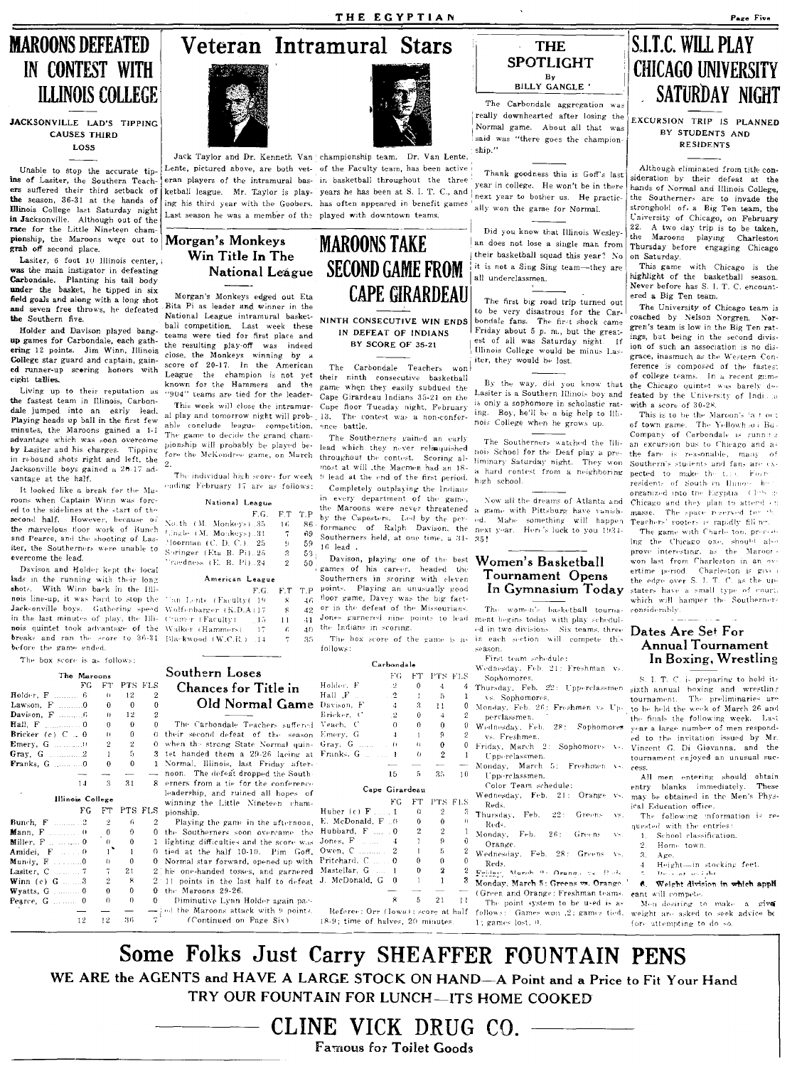# MAROONS DEFEATED IN CONTEST WITH ILLINOIS COLLEGE

### JACKSONVILLE LAD'S TIPPING CAUSES THIRD LOSS

Unable to stop the accurate tipins of Lasiter, the Southern Teachers suffered their third setback of the season, 36-31 at the hands of Illinois College last Saturday night in Jacksonville. Although out of the race for the Little Nineteen championship, the Maroons were out to grab off second place.

Lasiter, 6 foot 10 Illinois center, was the main instigator in defeating Carbondale. Planting his tail body under the basket, he tipped in six field goals and along with a long shot and seven free throws, he defeated the Southern five.

Holder and Davison played bang-up games for Carbondale, each gathering 12 points. Jim Winn, Illinois College star guard and captain, gained runner-up scoring honors with eight tallies.

Living up to their reputation as the fastest team in Illinois, Carbondale jumped into an early lead. Playing heads up ball in the first few minutes, the Maroons gained a 1-1 advantage which was soon overcome by Lasiter and his charges. Tipping in rebound shots right and left, the Jacksonville boys gained a 26-17 advantage at the half.

It looked like a break for the Maroons when Captain Winn was forced to the sidelines at the start of the second half. However, because of the marvelous floor work of Bunch and Pearce, and the shooting of Lasiter, the Southerners were unable to overcome the lead.

Davison and Holder kept the local lads in the running with their long shots. With Winn back in the Illinois line-up, it was hard to stop the Jacksonville boys. Gathering speed in the last minutes of play, the Illinois quintet took advantage of the breaks and ran the score to 36-31 before the game ended.

The box score is as follows:

| The Maroons | FG | FT | PTS | FLS |
|---|---|---|---|---|
| Holder, F | 6 | 0 | 12 | 2 |
| Lawson, F | 0 | 0 | 0 | 0 |
| Davison, F | 6 | 0 | 12 | 2 |
| Hall, F | 0 | 0 | 0 | 0 |
| Bricker (c) C | 0 | 0 | 0 | 0 |
| Emery, G | 1 | 2 | 2 | 0 |
| Gray, G | 2 | 1 | 5 | 3 |
| Franks, G | 0 | 0 | 0 | 1 |
| | 14 | 3 | 31 | 8 |

| Illinois College | FG | FT | PTS | FLS |
|---|---|---|---|---|
| Bunch, F | 2 | 2 | 6 | 2 |
| Mann, F | 0 | 0 | 0 | 0 |
| Miller, F | 0 | 0 | 0 | 1 |
| Amidei, F | 0 | 1 | 1 | 0 |
| Mundy, F | 0 | 0 | 0 | 0 |
| Lasiter, C | 7 | 7 | 21 | 2 |
| Winn (c) G | 3 | 2 | 8 | 2 |
| Wyatts, G | 0 | 0 | 0 | 0 |
| Pearce, G | 0 | 0 | 0 | 0 |
| | 12 | 12 | 36 | 7 |

# Veteran Intramural Stars

Jack Taylor and Dr. Kenneth Van Lente, pictured above, are both veteran players of the intramural basketball league. Mr. Taylor is playing his third year with the Goobers. Last season he was a member of the championship team. Dr. Van Lente, of the Faculty team, has been active in basketball throughout the three years he has been at S. I. T. C., and has often appeared in benefit games played with downtown teams.

## Morgan's Monkeys Win Title In The National League

Morgan's Monkeys edged out Eta Bita Pi as leader and winner in the National League intramural basketball competition. Last week these teams were tied for first place and the resulting play-off was indeed close, the Monkeys winning by a score of 20-17. In the American League the champion is not yet known for the Hammers and the "904" teams are tied for the leadership.

This week will close the intramural play and tomorrow night will probable conclude league competition. The game to decide the grand championship will probably be played before the McKendree game, on March 2.

The individual high scores for week ending February 17 are as follows:

| National League | F.G. | F.T. | T.P. |
|---|---|---|---|
| North (M. Monkeys) | 35 | 16 | 86 |
| Gingle (M. Monkeys) | 31 | 7 | 69 |
| Moorman (C. D. C.) | 25 | 9 | 59 |
| Springer (Eta B. Pi) | 25 | 3 | 53 |
| Friedness (E. B. Pi) | 24 | 2 | 50 |

| American League | F.G. | F.T. | T.P. |
|---|---|---|---|
| Van Lente (Faculty) | 19 | 8 | 46 |
| Wolfenbarger (K.D.A.) | 17 | 8 | 42 |
| Cramer (Faculty) | 15 | 11 | 41 |
| Walker (Hammers) | 17 | 6 | 40 |
| Blackwood (W.C.R.) | 14 | 7 | 35 |

## Southern Loses Chances for Title in Old Normal Game

The Carbondale Teachers suffered their second defeat of the season when the strong State Normal quintet handed them a 29-26 lacing at Normal, Illinois, last Friday afternoon. The defeat dropped the Southerners from a tie for the conference leadership, and ruined all hopes of winning the Little Nineteen championship.

Playing the game in the afternoon, the Southerners soon overcame the lighting difficulties and the score was tied at the half 10-10. Pim Goff, Normal star forward, opened up with his one-handed tosses, and garnered 11 points in the last half to defeat the Maroons 29-26.

Diminutive Lynn Holder again paced the Maroons attack with 9 points.

(Continued on Page Six)

# MAROONS TAKE SECOND GAME FROM CAPE GIRARDEAU

### NINTH CONSECUTIVE WIN ENDS IN DEFEAT OF INDIANS BY SCORE OF 35-21

The Carbondale Teachers won their ninth consecutive basketball game when they easily subdued the Cape Girardeau Indians 35-21 on the Cape floor Tuesday night, February 13. The contest was a non-conference battle.

The Southerners gained an early lead which they never relinquished throughout the contest. Scoring almost at will ,the Macmen had an 18-9 lead at the end of the first period.

Completely outplaying the Indians in every department of the game, the Maroons were never threatened by the Capesters. Led by the performance of Ralph Davison, the Southerners held, at one time, a 31-16 lead.

Davison, playing one of the best games of his career, headed the Southerners in scoring with eleven points. Playing an unusually good floor game, Davey was the big factor in the defeat of the Missourians. Jones garnered nine points to lead the Indians in scoring.

The box score of the game is as follows:

| Carbondale | FG | FT | PTS | FLS |
|---|---|---|---|---|
| Holder, F | 2 | 0 | 4 | 4 |
| Hall, F | 2 | 1 | 5 | 1 |
| Davison, F | 4 | 3 | 11 | 0 |
| Bricker, C | 2 | 0 | 4 | 2 |
| Veach, C | 0 | 0 | 0 | 0 |
| Emery, G | 4 | 1 | 9 | 2 |
| Gray, G | 0 | 0 | 0 | 0 |
| Franks, G | 1 | 0 | 2 | 1 |
| | 15 | 5 | 35 | 10 |

| Cape Girardeau | FG | FT | PTS | FLS |
|---|---|---|---|---|
| Huber (c) F | 1 | 0 | 2 | 3 |
| E. McDonald, F | 0 | 0 | 0 | 0 |
| Hubbard, F | 0 | 2 | 2 | 1 |
| Jones, F | 4 | 1 | 9 | 0 |
| Owen, C | 2 | 1 | 5 | 2 |
| Pritchard, C | 0 | 0 | 0 | 0 |
| Mastellar, G | 1 | 0 | 2 | 2 |
| J. McDonald, G | 0 | 1 | 1 | 3 |
| | 8 | 5 | 21 | 11 |

Referee: Orr (Iowa); score at half 18-9; time of halves, 20 minutes.

# THE SPOTLIGHT

By BILLY GANGLE

The Carbondale aggregation was really downhearted after losing the Normal game. About all that was said was "there goes the championship."

Thank goodness this is Goff's last year in college. He won't be in there next year to bother us. He practically won the game for Normal.

Did you know that Illinois Wesleyan does not lose a single man from their basketball squad this year? No it is not a Sing Sing team—they are all underclassmen.

The first big road trip turned out to be very disastrous for the Carbondale fans. The first shock came Friday about 5 p. m., but the greatest of all was Saturday night. If Illinois College would be minus Lasiter, they would be lost.

By the way, did you know that Lasiter is a Southern Illinois boy and is only a sophomore in scholastic rating. Boy, he'll be a big help to Illinois College when he grows up.

The Southerners watched the Illinois School for the Deaf play a preliminary Saturday night. They won a hard contest from a neighboring high school.

Now all the dreams of Atlanta and a game with Pittsburg have vanished. Maybe something will happen next year. Here's luck to you 1934-35!

## Women's Basketball Tournament Opens In Gymnasium Today

The women's basketball tournament begins today with play scheduled in two divisions. Six teams, three in each section will compete this season.

First team schedule:

Wednesday, Feb. 21: Freshman vs. Sophomores.

Thursday, Feb. 22: Upperclassmen vs. Sophomores.

Monday, Feb. 26: Freshmen vs. Upperclassmen.

Wednesday, Feb. 28: Sophomores vs. Freshmen.

Friday, March 2: Sophomores vs. Upperclassmen.

Monday, March 5: Freshmen vs. Upperclassmen.

Color Team schedule:

Wednesday, Feb. 21: Orange vs. Reds.

Thursday, Feb. 22: Greens vs. Reds.

Monday, Feb. 26: Greens vs. Orange.

Wednesday, Feb. 28: Greens vs. Reds.

Friday, March 2: Orange vs. Reds.

Monday, March 5: Greens vs. Orange (Green and Orange; Freshman teams.

The point system to be used is as follows: Games won ,2; games tied, 1; games lost, 0.

# S.I.T.C. WILL PLAY CHICAGO UNIVERSITY SATURDAY NIGHT

### EXCURSION TRIP IS PLANNED BY STUDENTS AND RESIDENTS

Although eliminated from title consideration by their defeat at the hands of Normal and Illinois College, the Southerners are to invade the stronghold of a Big Ten team, the University of Chicago, on February 22. A two day trip is to be taken, the Maroons playing Charleston Thursday before engaging Chicago on Saturday.

This game with Chicago is the highlight of the basketball season. Never before has S. I. T. C. encountered a Big Ten team.

The University of Chicago team is coached by Nelson Norgren. Norgren's team is low in the Big Ten ratings, but being in the second division of such an association is no disgrace, inasmuch as the Western Conference is composed of the fastest of college teams. In a recent game the Chicago quintet was barely defeated by the University of Indiana with a score of 30-28.

This is to be the Maroon's first out of town game. The Yellow Bus Company of Carbondale is running an excursion bus to Chicago and as the fare is reasonable, many of Southern's students and fans are expected to make the trip. Former residents of Southern Illinois have organized into the Egyptian Club in Chicago and they plan to attend en masse. The space reserved for the Teachers' rooters is rapidly filling.

The game with Charleston, preceding the Chicago one, should also prove interesting, as the Maroons won last from Charleston in an overtime period. Charleston is given the edge over S. I. T. C. as the upstaters have a small type of court, which will hamper the Southerners considerably.

## Dates Are Set For Annual Tournament In Boxing, Wrestling

S. I. T. C. is preparing to hold its sixth annual boxing and wrestling tournament. The preliminaries are to be held the week of March 26 and the finals the following week. Last year a large number of men responded to the invitation issued by Mr. Vincent G. Di Giovanna, and the tournament enjoyed an unusual success.

All men entering should obtain entry blanks immediately. These may be obtained in the Men's Physical Education office.

The following information is requested with the entries:

1. School classification.
2. Home town.
3. Age.
4. Height—in stocking feet.
5. Present weight.
6. Weight division in which applicant will compete.

Men desiring to make a given weight are asked to seek advice before attempting to do so.

---

# Some Folks Just Carry SHEAFFER FOUNTAIN PENS

**WE ARE the AGENTS and HAVE A LARGE STOCK ON HAND—A Point and a Price to Fit Your Hand**

**TRY OUR FOUNTAIN FOR LUNCH—ITS HOME COOKED**

# CLINE VICK DRUG CO.

**Famous for Toilet Goods**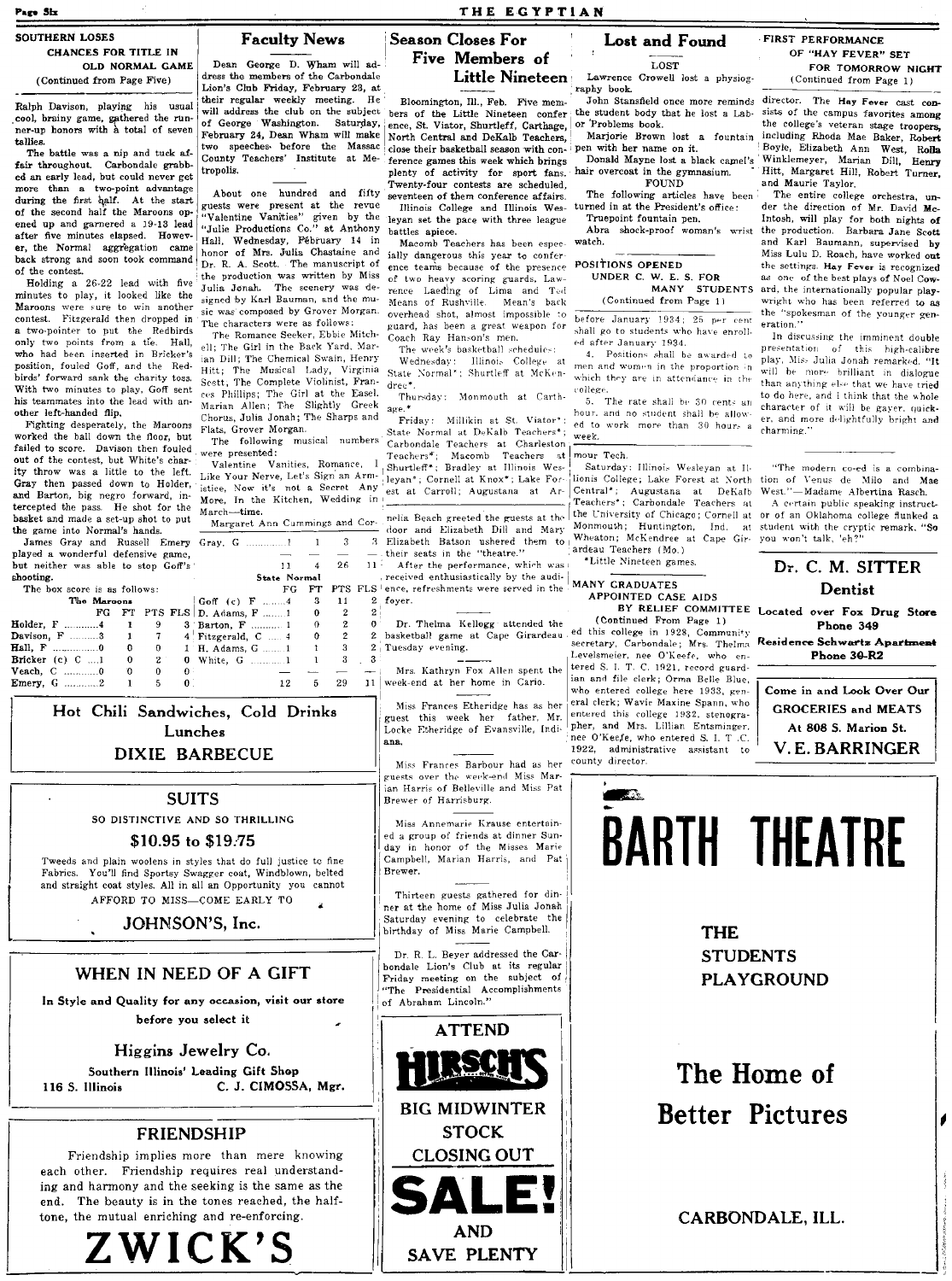## SOUTHERN LOSES CHANCES FOR TITLE IN OLD NORMAL GAME

(Continued from Page Five)

Ralph Davison, playing his usual cool, brainy game, gathered the runner-up honors with a total of seven tallies.

The battle was a nip and tuck affair throughout. Carbondale grabbed an early lead, but could never get more than a two-point advantage during the first half. At the start of the second half the Maroons opened up and garnered a 19-13 lead after five minutes elapsed. However, the Normal aggregation came back strong and soon took command of the contest.

Holding a 26-22 lead with five minutes to play, it looked like the Maroons were sure to win another contest. Fitzgerald then dropped in a two-pointer to put the Redbirds only two points from a tie. Hall, who had been inserted in Bricker's position, fouled Goff, and the Redbirds' forward sank the charity toss. With two minutes to play, Goff sent his teammates into the lead with another left-handed flip.

Fighting desperately, the Maroons worked the ball down the floor, but failed to score. Davison then fouled out of the contest, but White's charity throw was a little to the left. Gray then passed down to Holder, and Barton, big negro forward, intercepted the pass. He shot for the basket and made a set-up shot to put the game into Normal's hands.

James Gray and Russell Emery played a wonderful defensive game, but neither was able to stop Goff's shooting.

The box score is as follows:

| The Maroons | FG | FT | PTS | FLS |
|---|---|---|---|---|
| Holder, F | 4 | 1 | 9 | 3 |
| Davison, F | 3 | 1 | 7 | 4 |
| Hall, F | 0 | 0 | 0 | 1 |
| Bricker (c) C | 1 | 0 | 2 | 0 |
| Veach, C | 0 | 0 | 0 | 0 |
| Emery, G | 2 | 1 | 5 | 0 |
| Gray, G | 1 | 1 | 3 | 3 |
| | 11 | 4 | 26 | 11 |

| State Normal | FG | FT | PTS | FLS |
|---|---|---|---|---|
| Goff (c) F | 4 | 3 | 11 | 2 |
| D. Adams, F | 1 | 0 | 2 | 2 |
| Barton, F | 1 | 0 | 2 | 0 |
| Fitzgerald, C | 4 | 0 | 2 | 2 |
| H. Adams, G | 1 | 1 | 3 | 2 |
| White, G | 1 | 1 | 3 | 3 |
| | 12 | 5 | 29 | 11 |

## Faculty News

Dean George D. Wham will address the members of the Carbondale Lion's Club Friday, February 23, at their regular weekly meeting. He will address the club on the subject of George Washington. Saturday, February 24, Dean Wham will make two speeches before the Massac County Teachers' Institute at Metropolis.

About one hundred and fifty guests were present at the revue "Valentine Vanities" given by the "Julie Productions Co." at Anthony Hall, Wednesday, February 14 in honor of Mrs. Julia Chastaine and Dr. R. A. Scott. The manuscript of the production was written by Miss Julia Jonah. The scenery was designed by Karl Bauman, and the music was composed by Grover Morgan. The characters were as follows:

The Romance Seeker, Ebbie Mitchell; The Girl in the Back Yard, Marian Dill; The Chemical Swain, Henry Hitt; The Musical Lady, Virginia Scott, The Complete Violinist, Frances Phillips; The Girl at the Easel, Marian Allen; The Slightly Greek Chorus, Julia Jonah; The Sharps and Flats, Grover Morgan.

The following musical numbers were presented:

Valentine Vanities, Romance, I Like Your Nerve, Let's Sign an Armistice, Now it's not a Secret Any More, In the Kitchen, Wedding in March—time.

Margaret Ann Cummings and Cornelia Beach greeted the guests at the door and Elizabeth Dill and Mary Elizabeth Batson ushered them to their seats in the "theatre."

After the performance, which was received enthusiastically by the audience, refreshments were served in the foyer.

Dr. Thelma Kellogg attended the basketball game at Cape Girardeau Tuesday evening.

Mrs. Kathryn Fox Allen spent the week-end at her home in Cairo.

Miss Frances Etheridge has as her guest this week her father, Mr. Locke Etheridge of Evansville, Indiana.

Miss Frances Barbour had as her guests over the week-end Miss Marian Harris of Belleville and Miss Pat Brewer of Harrisburg.

Miss Annemarie Krause entertained a group of friends at dinner Sunday in honor of the Misses Marie Campbell, Marian Harris, and Pat Brewer.

Thirteen guests gathered for dinner at the home of Miss Julia Jonah Saturday evening to celebrate the birthday of Miss Marie Campbell.

Dr. R. L. Beyer addressed the Carbondale Lion's Club at its regular Friday meeting on the subject of "The Presidential Accomplishments of Abraham Lincoln."

## Season Closes For Five Members of Little Nineteen

Bloomington, Ill., Feb. Five members of the Little Nineteen conference, St. Viator, Shurtleff, Carthage, North Central and DeKalb Teachers, close their basketball season with conference games this week which brings plenty of activity for sport fans. Twenty-four contests are scheduled, seventeen of them conference affairs.

Illinois College and Illinois Wesleyan set the pace with three league battles apiece.

Macomb Teachers has been especially dangerous this year to conference teams because of the presence of two heavy scoring guards, Lawrence Laeding of Lima and Ted Means of Rushville. Mean's back overhead shot, almost impossible to guard, has been a great weapon for Coach Ray Hanson's men.

The week's basketball schedule:

Wednesday: Illinois College at State Normal*; Shurtleff at McKendree*.

Thursday: Monmouth at Carthage.*

Friday: Millikin at St. Viator*; State Normal at DeKalb Teachers*; Carbondale Teachers at Charleston Teachers*; Macomb Teachers at Shurtleff*; Bradley at Illinois Wesleyan*; Cornell at Knox*; Lake Forest at Carroll; Augustana at Armour Tech.

Saturday: Illinois Wesleyan at Illinois College; Lake Forest at North Central*; Augustana at DeKalb Teachers*; Carbondale Teachers at the University of Chicago; Cornell at Monmouth; Huntington, Ind. at Wheaton; McKendree at Cape Girardeau Teachers (Mo.)

*Little Nineteen games.

## Lost and Found

LOST

Lawrence Crowell lost a physiography book.

John Stansfield once more reminds the student body that he lost a Lab. or Problems book.

Marjorie Brown lost a fountain pen with her name on it.

Donald Mayne lost a black camel's hair overcoat in the gymnasium.

FOUND

The following articles have been turned in at the President's office:

Truepoint fountain pen.

Abra shock-proof woman's wrist watch.

## POSITIONS OPENED UNDER C. W. E. S. FOR MANY STUDENTS

(Continued from Page 1)

before January 1934; 25 per cent shall go to students who have enrolled after January 1934.

4. Positions shall be awarded to men and women in the proportion in which they are in attendance in the college.

5. The rate shall be 30 cents an hour, and no student shall be allowed to work more than 30 hours a week.

## MANY GRADUATES APPOINTED CASE AIDS BY RELIEF COMMITTEE

(Continued From Page 1)

ed this college in 1928, Community secretary, Carbondale; Mrs. Thelma Levelsmeier, nee O'Keefe, who entered S. I. T. C. 1921, record guardian and file clerk; Orma Belle Blue, who entered college here 1933, general clerk; Wavir Maxine Spann, who entered this college 1932, stenographer, and Mrs. Lillian Entsminger, nee O'Keefe, who entered S. I. T .C. 1922, administrative assistant to county director.

## FIRST PERFORMANCE OF "HAY FEVER" SET FOR TOMORROW NIGHT

(Continued from Page 1)

director. The **Hay Fever** cast consists of the campus favorites among the college's veteran stage troopers, including Rhoda Mae Baker, Robert Boyle, Elizabeth Ann West, Rolla Winklemeyer, Marian Dill, Henry Hitt, Margaret Hill, Robert Turner, and Maurie Taylor.

The entire college orchestra, under the direction of Mr. David McIntosh, will play for both nights of the production. Barbara Jane Scott and Karl Baumann, supervised by Miss Lulu D. Roach, have worked out the settings. **Hay Fever** is recognized as one of the best plays of Noel Coward, the internationally popular playwright who has been referred to as the "spokesman of the younger generation."

In discussing the imminent double presentation of this high-calibre play, Miss Julia Jonah remarked, "It will be more brilliant in dialogue than anything else that we have tried to do here, and I think that the whole character of it will be gayer, quicker, and more delightfully bright and charming."

"The modern co-ed is a combination of Venus de Milo and Mae West."—Madame Albertina Rasch.

A certain public speaking instructor of an Oklahoma college flunked a student with the cryptic remark, "So you won't talk, 'eh?"

---

**Hot Chili Sandwiches, Cold Drinks**
**Lunches**
**DIXIE BARBECUE**

---

**SUITS**
SO DISTINCTIVE AND SO THRILLING
**$10.95 to $19.75**

Tweeds and plain woolens in styles that do full justice to fine Fabrics. You'll find Sportsy Swagger coat, Windblown, belted and straight coat styles. All in all an Opportunity you cannot AFFORD TO MISS—COME EARLY TO

**JOHNSON'S, Inc.**

---

**WHEN IN NEED OF A GIFT**

In Style and Quality for any occasion, visit our store before you select it

**Higgins Jewelry Co.**
Southern Illinois' Leading Gift Shop
116 S. Illinois — C. J. CIMOSSA, Mgr.

---

**FRIENDSHIP**

Friendship implies more than mere knowing each other. Friendship requires real understanding and harmony and the seeking is the same as the end. The beauty is in the tones reached, the half-tone, the mutual enriching and re-enforcing.

**ZWICK'S**

---

ATTEND
**HIRSCH'S**
BIG MIDWINTER STOCK CLOSING OUT
**SALE!**
AND SAVE PLENTY

---

**Dr. C. M. SITTER**
**Dentist**
Located over Fox Drug Store
Phone 349
Residence Schwartz Apartment
Phone 30-R2

---

Come in and Look Over Our GROCERIES and MEATS
At 808 S. Marion St.
**V. E. BARRINGER**

---

**BARTH THEATRE**

THE STUDENTS PLAYGROUND

The Home of Better Pictures

CARBONDALE, ILL.